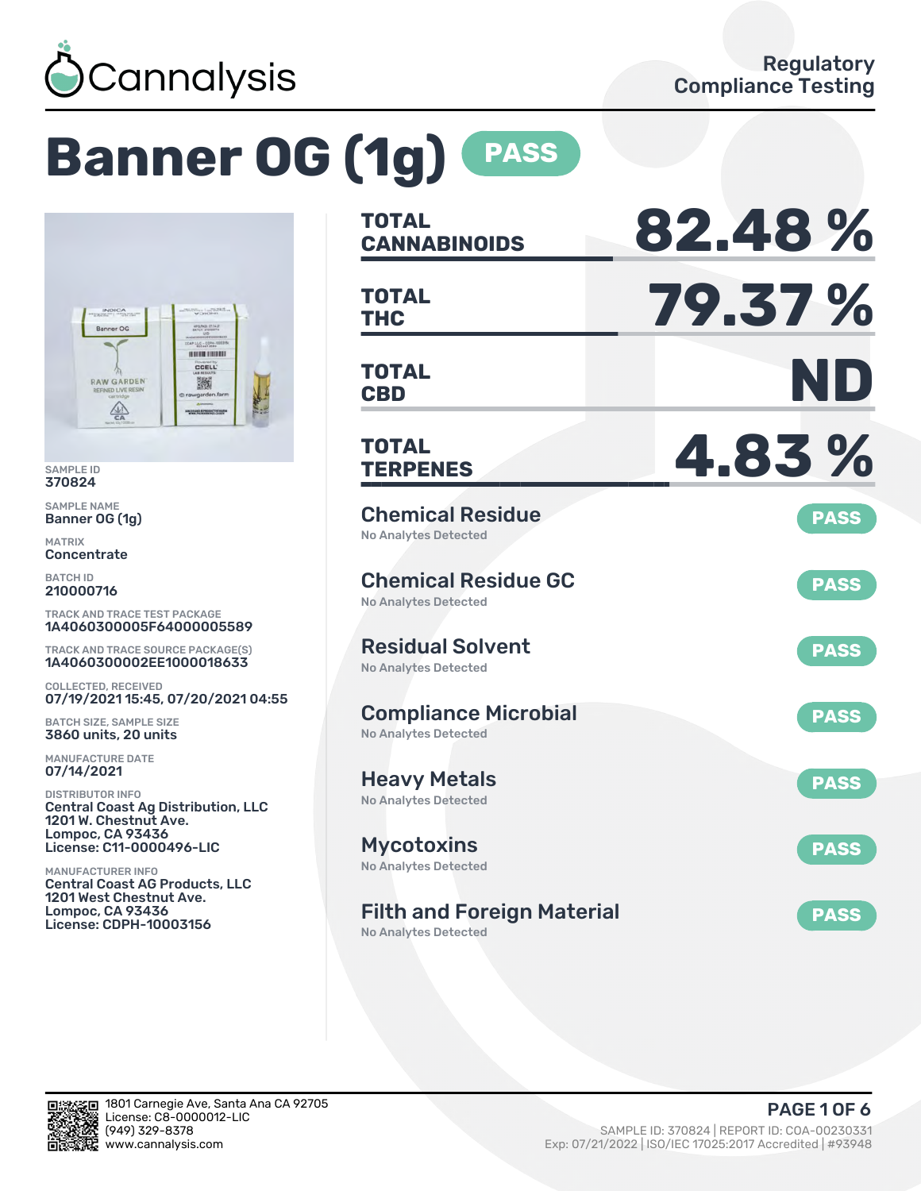# Banner OG (1g) PASS

Regulatory Compliance Testing

SAMPLE ID
370824

SAMPLE NAME
Banner OG (1g)

MATRIX
Concentrate

BATCH ID
210000716

TRACK AND TRACE TEST PACKAGE
1A4060300005F64000005589

TRACK AND TRACE SOURCE PACKAGE(S)
1A4060300002EE1000018633

COLLECTED, RECEIVED
07/19/2021 15:45, 07/20/2021 04:55

BATCH SIZE, SAMPLE SIZE
3860 units, 20 units

MANUFACTURE DATE
07/14/2021

DISTRIBUTOR INFO
Central Coast Ag Distribution, LLC
1201 W. Chestnut Ave.
Lompoc, CA 93436
License: C11-0000496-LIC

MANUFACTURER INFO
Central Coast AG Products, LLC
1201 West Chestnut Ave.
Lompoc, CA 93436
License: CDPH-10003156

| | |
|---|---|
| TOTAL CANNABINOIDS | 82.48 % |
| TOTAL THC | 79.37 % |
| TOTAL CBD | ND |
| TOTAL TERPENES | 4.83 % |

| Test | Result | Status |
|---|---|---|
| Chemical Residue | No Analytes Detected | PASS |
| Chemical Residue GC | No Analytes Detected | PASS |
| Residual Solvent | No Analytes Detected | PASS |
| Compliance Microbial | No Analytes Detected | PASS |
| Heavy Metals | No Analytes Detected | PASS |
| Mycotoxins | No Analytes Detected | PASS |
| Filth and Foreign Material | No Analytes Detected | PASS |

1801 Carnegie Ave, Santa Ana CA 92705
License: C8-0000012-LIC
(949) 329-8378
www.cannalysis.com

SAMPLE ID: 370824 | REPORT ID: COA-00230331
Exp: 07/21/2022 | ISO/IEC 17025:2017 Accredited | #93948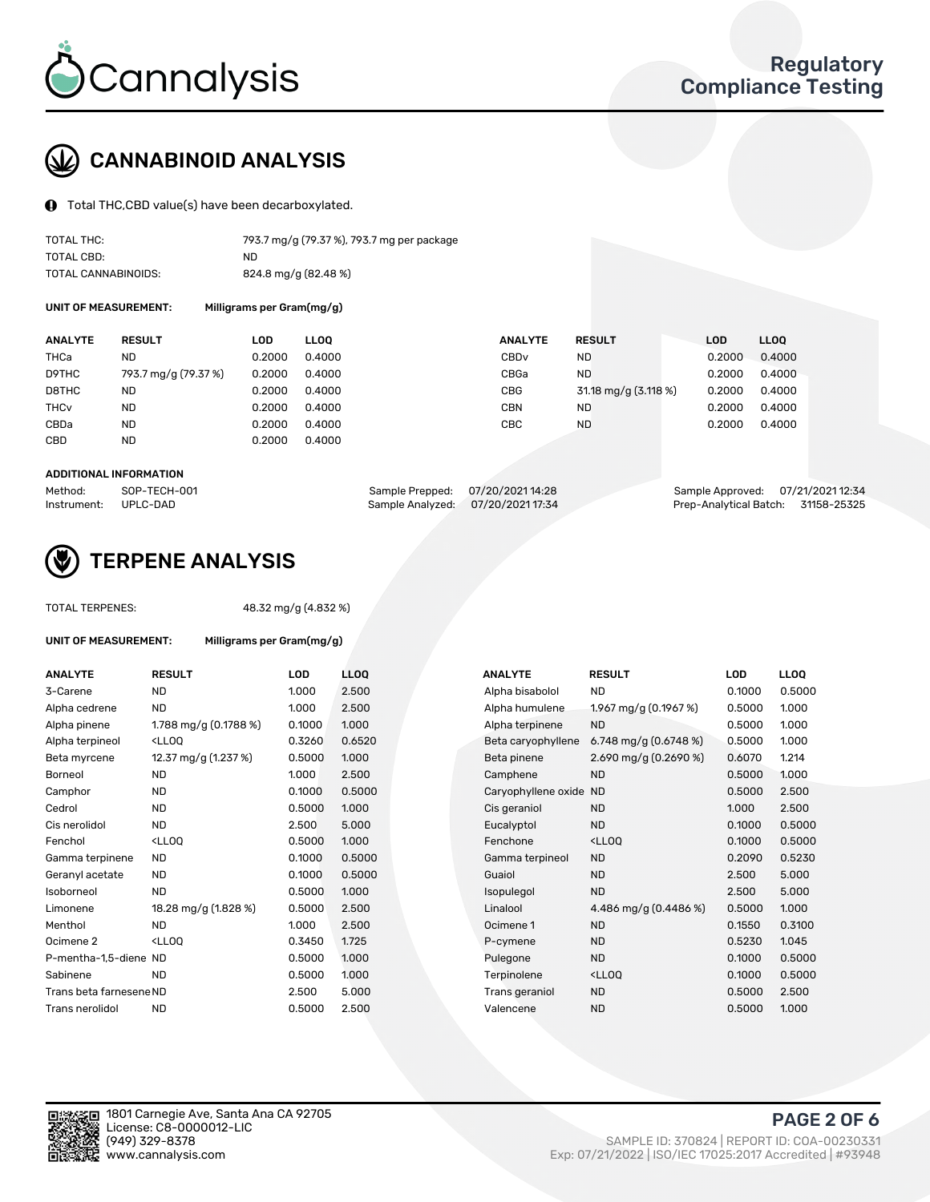# CANNABINOID ANALYSIS

Total THC,CBD value(s) have been decarboxylated.

| | |
|---|---|
| TOTAL THC: | 793.7 mg/g (79.37 %), 793.7 mg per package |
| TOTAL CBD: | ND |
| TOTAL CANNABINOIDS: | 824.8 mg/g (82.48 %) |

**UNIT OF MEASUREMENT:** Milligrams per Gram(mg/g)

| ANALYTE | RESULT | LOD | LLOQ | ANALYTE | RESULT | LOD | LLOQ |
|---|---|---|---|---|---|---|---|
| THCa | ND | 0.2000 | 0.4000 | CBDv | ND | 0.2000 | 0.4000 |
| D9THC | 793.7 mg/g (79.37 %) | 0.2000 | 0.4000 | CBGa | ND | 0.2000 | 0.4000 |
| D8THC | ND | 0.2000 | 0.4000 | CBG | 31.18 mg/g (3.118 %) | 0.2000 | 0.4000 |
| THCv | ND | 0.2000 | 0.4000 | CBN | ND | 0.2000 | 0.4000 |
| CBDa | ND | 0.2000 | 0.4000 | CBC | ND | 0.2000 | 0.4000 |
| CBD | ND | 0.2000 | 0.4000 | | | | |

**ADDITIONAL INFORMATION**

| | | | | | |
|---|---|---|---|---|---|
| Method: | SOP-TECH-001 | Sample Prepped: | 07/20/2021 14:28 | Sample Approved: | 07/21/2021 12:34 |
| Instrument: | UPLC-DAD | Sample Analyzed: | 07/20/2021 17:34 | Prep-Analytical Batch: | 31158-25325 |

# TERPENE ANALYSIS

TOTAL TERPENES: 48.32 mg/g (4.832 %)

**UNIT OF MEASUREMENT:** Milligrams per Gram(mg/g)

| ANALYTE | RESULT | LOD | LLOQ | ANALYTE | RESULT | LOD | LLOQ |
|---|---|---|---|---|---|---|---|
| 3-Carene | ND | 1.000 | 2.500 | Alpha bisabolol | ND | 0.1000 | 0.5000 |
| Alpha cedrene | ND | 1.000 | 2.500 | Alpha humulene | 1.967 mg/g (0.1967 %) | 0.5000 | 1.000 |
| Alpha pinene | 1.788 mg/g (0.1788 %) | 0.1000 | 1.000 | Alpha terpinene | ND | 0.5000 | 1.000 |
| Alpha terpineol | <LLOQ | 0.3260 | 0.6520 | Beta caryophyllene | 6.748 mg/g (0.6748 %) | 0.5000 | 1.000 |
| Beta myrcene | 12.37 mg/g (1.237 %) | 0.5000 | 1.000 | Beta pinene | 2.690 mg/g (0.2690 %) | 0.6070 | 1.214 |
| Borneol | ND | 1.000 | 2.500 | Camphene | ND | 0.5000 | 1.000 |
| Camphor | ND | 0.1000 | 0.5000 | Caryophyllene oxide | ND | 0.5000 | 2.500 |
| Cedrol | ND | 0.5000 | 1.000 | Cis geraniol | ND | 1.000 | 2.500 |
| Cis nerolidol | ND | 2.500 | 5.000 | Eucalyptol | ND | 0.1000 | 0.5000 |
| Fenchol | <LLOQ | 0.5000 | 1.000 | Fenchone | <LLOQ | 0.1000 | 0.5000 |
| Gamma terpinene | ND | 0.1000 | 0.5000 | Gamma terpineol | ND | 0.2090 | 0.5230 |
| Geranyl acetate | ND | 0.1000 | 0.5000 | Guaiol | ND | 2.500 | 5.000 |
| Isoborneol | ND | 0.5000 | 1.000 | Isopulegol | ND | 2.500 | 5.000 |
| Limonene | 18.28 mg/g (1.828 %) | 0.5000 | 2.500 | Linalool | 4.486 mg/g (0.4486 %) | 0.5000 | 1.000 |
| Menthol | ND | 1.000 | 2.500 | Ocimene 1 | ND | 0.1550 | 0.3100 |
| Ocimene 2 | <LLOQ | 0.3450 | 1.725 | P-cymene | ND | 0.5230 | 1.045 |
| P-mentha-1,5-diene | ND | 0.5000 | 1.000 | Pulegone | ND | 0.1000 | 0.5000 |
| Sabinene | ND | 0.5000 | 1.000 | Terpinolene | <LLOQ | 0.1000 | 0.5000 |
| Trans beta farnesene | ND | 2.500 | 5.000 | Trans geraniol | ND | 0.5000 | 2.500 |
| Trans nerolidol | ND | 0.5000 | 2.500 | Valencene | ND | 0.5000 | 1.000 |

1801 Carnegie Ave, Santa Ana CA 92705
License: C8-0000012-LIC
(949) 329-8378
www.cannalysis.com

SAMPLE ID: 370824 | REPORT ID: COA-00230331
Exp: 07/21/2022 | ISO/IEC 17025:2017 Accredited | #93948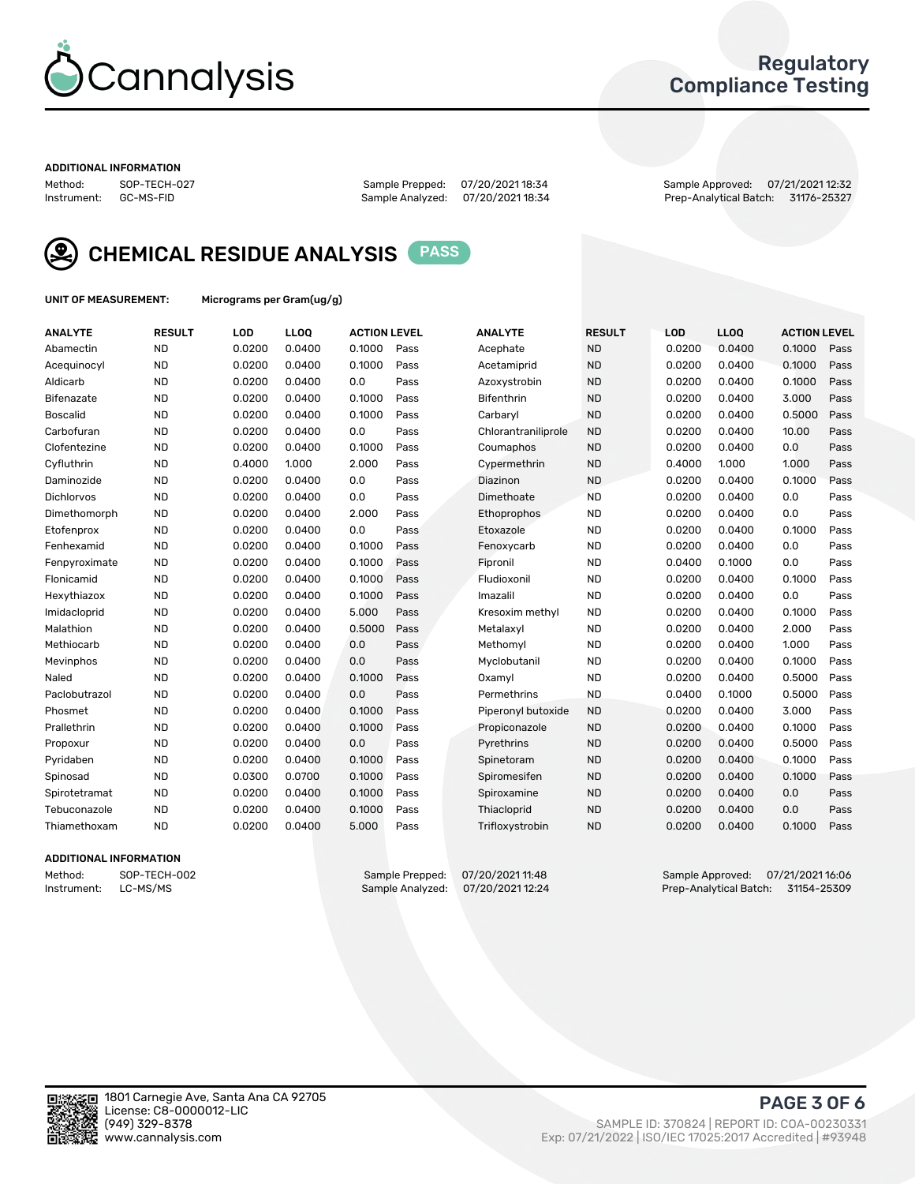# Cannalysis

## Regulatory Compliance Testing

**ADDITIONAL INFORMATION**

Method: SOP-TECH-027 | Sample Prepped: 07/20/2021 18:34 | Sample Approved: 07/21/2021 12:32
Instrument: GC-MS-FID | Sample Analyzed: 07/20/2021 18:34 | Prep-Analytical Batch: 31176-25327

## CHEMICAL RESIDUE ANALYSIS PASS

**UNIT OF MEASUREMENT:** Micrograms per Gram(ug/g)

| ANALYTE | RESULT | LOD | LLOQ | ACTION LEVEL | | ANALYTE | RESULT | LOD | LLOQ | ACTION LEVEL | |
|---|---|---|---|---|---|---|---|---|---|---|---|
| Abamectin | ND | 0.0200 | 0.0400 | 0.1000 | Pass | Acephate | ND | 0.0200 | 0.0400 | 0.1000 | Pass |
| Acequinocyl | ND | 0.0200 | 0.0400 | 0.1000 | Pass | Acetamiprid | ND | 0.0200 | 0.0400 | 0.1000 | Pass |
| Aldicarb | ND | 0.0200 | 0.0400 | 0.0 | Pass | Azoxystrobin | ND | 0.0200 | 0.0400 | 0.1000 | Pass |
| Bifenazate | ND | 0.0200 | 0.0400 | 0.1000 | Pass | Bifenthrin | ND | 0.0200 | 0.0400 | 3.000 | Pass |
| Boscalid | ND | 0.0200 | 0.0400 | 0.1000 | Pass | Carbaryl | ND | 0.0200 | 0.0400 | 0.5000 | Pass |
| Carbofuran | ND | 0.0200 | 0.0400 | 0.0 | Pass | Chlorantraniliprole | ND | 0.0200 | 0.0400 | 10.00 | Pass |
| Clofentezine | ND | 0.0200 | 0.0400 | 0.1000 | Pass | Coumaphos | ND | 0.0200 | 0.0400 | 0.0 | Pass |
| Cyfluthrin | ND | 0.4000 | 1.000 | 2.000 | Pass | Cypermethrin | ND | 0.4000 | 1.000 | 1.000 | Pass |
| Daminozide | ND | 0.0200 | 0.0400 | 0.0 | Pass | Diazinon | ND | 0.0200 | 0.0400 | 0.1000 | Pass |
| Dichlorvos | ND | 0.0200 | 0.0400 | 0.0 | Pass | Dimethoate | ND | 0.0200 | 0.0400 | 0.0 | Pass |
| Dimethomorph | ND | 0.0200 | 0.0400 | 2.000 | Pass | Ethoprophos | ND | 0.0200 | 0.0400 | 0.0 | Pass |
| Etofenprox | ND | 0.0200 | 0.0400 | 0.0 | Pass | Etoxazole | ND | 0.0200 | 0.0400 | 0.1000 | Pass |
| Fenhexamid | ND | 0.0200 | 0.0400 | 0.1000 | Pass | Fenoxycarb | ND | 0.0200 | 0.0400 | 0.0 | Pass |
| Fenpyroximate | ND | 0.0200 | 0.0400 | 0.1000 | Pass | Fipronil | ND | 0.0400 | 0.1000 | 0.0 | Pass |
| Flonicamid | ND | 0.0200 | 0.0400 | 0.1000 | Pass | Fludioxonil | ND | 0.0200 | 0.0400 | 0.1000 | Pass |
| Hexythiazox | ND | 0.0200 | 0.0400 | 0.1000 | Pass | Imazalil | ND | 0.0200 | 0.0400 | 0.0 | Pass |
| Imidacloprid | ND | 0.0200 | 0.0400 | 5.000 | Pass | Kresoxim methyl | ND | 0.0200 | 0.0400 | 0.1000 | Pass |
| Malathion | ND | 0.0200 | 0.0400 | 0.5000 | Pass | Metalaxyl | ND | 0.0200 | 0.0400 | 2.000 | Pass |
| Methiocarb | ND | 0.0200 | 0.0400 | 0.0 | Pass | Methomyl | ND | 0.0200 | 0.0400 | 1.000 | Pass |
| Mevinphos | ND | 0.0200 | 0.0400 | 0.0 | Pass | Myclobutanil | ND | 0.0200 | 0.0400 | 0.1000 | Pass |
| Naled | ND | 0.0200 | 0.0400 | 0.1000 | Pass | Oxamyl | ND | 0.0200 | 0.0400 | 0.5000 | Pass |
| Paclobutrazol | ND | 0.0200 | 0.0400 | 0.0 | Pass | Permethrins | ND | 0.0400 | 0.1000 | 0.5000 | Pass |
| Phosmet | ND | 0.0200 | 0.0400 | 0.1000 | Pass | Piperonyl butoxide | ND | 0.0200 | 0.0400 | 3.000 | Pass |
| Prallethrin | ND | 0.0200 | 0.0400 | 0.1000 | Pass | Propiconazole | ND | 0.0200 | 0.0400 | 0.1000 | Pass |
| Propoxur | ND | 0.0200 | 0.0400 | 0.0 | Pass | Pyrethrins | ND | 0.0200 | 0.0400 | 0.5000 | Pass |
| Pyridaben | ND | 0.0200 | 0.0400 | 0.1000 | Pass | Spinetoram | ND | 0.0200 | 0.0400 | 0.1000 | Pass |
| Spinosad | ND | 0.0300 | 0.0700 | 0.1000 | Pass | Spiromesifen | ND | 0.0200 | 0.0400 | 0.1000 | Pass |
| Spirotetramat | ND | 0.0200 | 0.0400 | 0.1000 | Pass | Spiroxamine | ND | 0.0200 | 0.0400 | 0.0 | Pass |
| Tebuconazole | ND | 0.0200 | 0.0400 | 0.1000 | Pass | Thiacloprid | ND | 0.0200 | 0.0400 | 0.0 | Pass |
| Thiamethoxam | ND | 0.0200 | 0.0400 | 5.000 | Pass | Trifloxystrobin | ND | 0.0200 | 0.0400 | 0.1000 | Pass |

**ADDITIONAL INFORMATION**

Method: SOP-TECH-002 | Sample Prepped: 07/20/2021 11:48 | Sample Approved: 07/21/2021 16:06
Instrument: LC-MS/MS | Sample Analyzed: 07/20/2021 12:24 | Prep-Analytical Batch: 31154-25309

1801 Carnegie Ave, Santa Ana CA 92705
License: C8-0000012-LIC
(949) 329-8378
www.cannalysis.com

SAMPLE ID: 370824 | REPORT ID: COA-00230331
Exp: 07/21/2022 | ISO/IEC 17025:2017 Accredited | #93948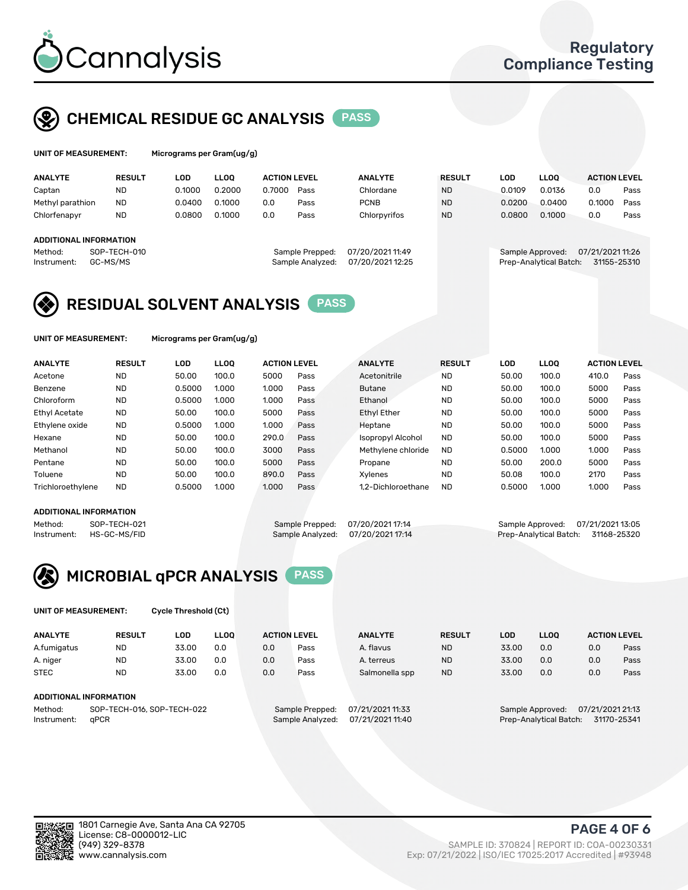# Cannalysis

Regulatory Compliance Testing

## CHEMICAL RESIDUE GC ANALYSIS PASS

**UNIT OF MEASUREMENT:** Micrograms per Gram(ug/g)

| ANALYTE | RESULT | LOD | LLOQ | ACTION LEVEL | | ANALYTE | RESULT | LOD | LLOQ | ACTION LEVEL | |
|---|---|---|---|---|---|---|---|---|---|---|---|
| Captan | ND | 0.1000 | 0.2000 | 0.7000 | Pass | Chlordane | ND | 0.0109 | 0.0136 | 0.0 | Pass |
| Methyl parathion | ND | 0.0400 | 0.1000 | 0.0 | Pass | PCNB | ND | 0.0200 | 0.0400 | 0.1000 | Pass |
| Chlorfenapyr | ND | 0.0800 | 0.1000 | 0.0 | Pass | Chlorpyrifos | ND | 0.0800 | 0.1000 | 0.0 | Pass |

**ADDITIONAL INFORMATION**

Method: SOP-TECH-010
Instrument: GC-MS/MS
Sample Prepped: 07/20/2021 11:49
Sample Analyzed: 07/20/2021 12:25
Sample Approved: 07/21/2021 11:26
Prep-Analytical Batch: 31155-25310

## RESIDUAL SOLVENT ANALYSIS PASS

**UNIT OF MEASUREMENT:** Micrograms per Gram(ug/g)

| ANALYTE | RESULT | LOD | LLOQ | ACTION LEVEL | | ANALYTE | RESULT | LOD | LLOQ | ACTION LEVEL | |
|---|---|---|---|---|---|---|---|---|---|---|---|
| Acetone | ND | 50.00 | 100.0 | 5000 | Pass | Acetonitrile | ND | 50.00 | 100.0 | 410.0 | Pass |
| Benzene | ND | 0.5000 | 1.000 | 1.000 | Pass | Butane | ND | 50.00 | 100.0 | 5000 | Pass |
| Chloroform | ND | 0.5000 | 1.000 | 1.000 | Pass | Ethanol | ND | 50.00 | 100.0 | 5000 | Pass |
| Ethyl Acetate | ND | 50.00 | 100.0 | 5000 | Pass | Ethyl Ether | ND | 50.00 | 100.0 | 5000 | Pass |
| Ethylene oxide | ND | 0.5000 | 1.000 | 1.000 | Pass | Heptane | ND | 50.00 | 100.0 | 5000 | Pass |
| Hexane | ND | 50.00 | 100.0 | 290.0 | Pass | Isopropyl Alcohol | ND | 50.00 | 100.0 | 5000 | Pass |
| Methanol | ND | 50.00 | 100.0 | 3000 | Pass | Methylene chloride | ND | 0.5000 | 1.000 | 1.000 | Pass |
| Pentane | ND | 50.00 | 100.0 | 5000 | Pass | Propane | ND | 50.00 | 200.0 | 5000 | Pass |
| Toluene | ND | 50.00 | 100.0 | 890.0 | Pass | Xylenes | ND | 50.08 | 100.0 | 2170 | Pass |
| Trichloroethylene | ND | 0.5000 | 1.000 | 1.000 | Pass | 1,2-Dichloroethane | ND | 0.5000 | 1.000 | 1.000 | Pass |

**ADDITIONAL INFORMATION**

Method: SOP-TECH-021
Instrument: HS-GC-MS/FID
Sample Prepped: 07/20/2021 17:14
Sample Analyzed: 07/20/2021 17:14
Sample Approved: 07/21/2021 13:05
Prep-Analytical Batch: 31168-25320

## MICROBIAL qPCR ANALYSIS PASS

**UNIT OF MEASUREMENT:** Cycle Threshold (Ct)

| ANALYTE | RESULT | LOD | LLOQ | ACTION LEVEL | | ANALYTE | RESULT | LOD | LLOQ | ACTION LEVEL | |
|---|---|---|---|---|---|---|---|---|---|---|---|
| A.fumigatus | ND | 33.00 | 0.0 | 0.0 | Pass | A. flavus | ND | 33.00 | 0.0 | 0.0 | Pass |
| A. niger | ND | 33.00 | 0.0 | 0.0 | Pass | A. terreus | ND | 33.00 | 0.0 | 0.0 | Pass |
| STEC | ND | 33.00 | 0.0 | 0.0 | Pass | Salmonella spp | ND | 33.00 | 0.0 | 0.0 | Pass |

**ADDITIONAL INFORMATION**

Method: SOP-TECH-016, SOP-TECH-022
Instrument: qPCR
Sample Prepped: 07/21/2021 11:33
Sample Analyzed: 07/21/2021 11:40
Sample Approved: 07/21/2021 21:13
Prep-Analytical Batch: 31170-25341

1801 Carnegie Ave, Santa Ana CA 92705
License: C8-0000012-LIC
(949) 329-8378
www.cannalysis.com

SAMPLE ID: 370824 | REPORT ID: COA-00230331
Exp: 07/21/2022 | ISO/IEC 17025:2017 Accredited | #93948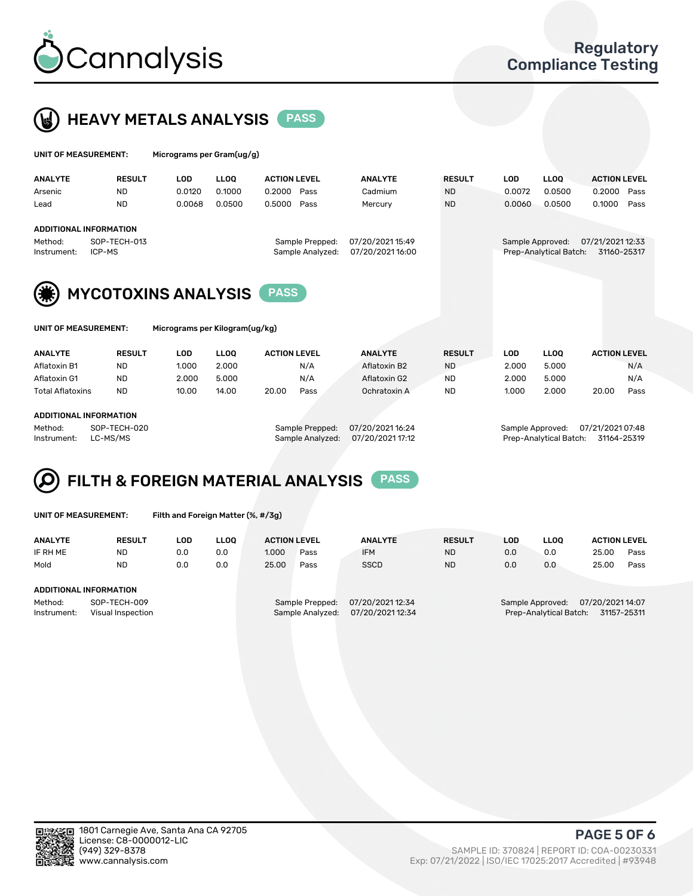# Cannalysis

**Regulatory Compliance Testing**

## HEAVY METALS ANALYSIS — PASS

**UNIT OF MEASUREMENT:** Micrograms per Gram(ug/g)

| ANALYTE | RESULT | LOD | LLOQ | ACTION LEVEL | | ANALYTE | RESULT | LOD | LLOQ | ACTION LEVEL | |
|---|---|---|---|---|---|---|---|---|---|---|---|
| Arsenic | ND | 0.0120 | 0.1000 | 0.2000 | Pass | Cadmium | ND | 0.0072 | 0.0500 | 0.2000 | Pass |
| Lead | ND | 0.0068 | 0.0500 | 0.5000 | Pass | Mercury | ND | 0.0060 | 0.0500 | 0.1000 | Pass |

**ADDITIONAL INFORMATION**

Method: SOP-TECH-013
Instrument: ICP-MS

Sample Prepped: 07/20/2021 15:49
Sample Analyzed: 07/20/2021 16:00

Sample Approved: 07/21/2021 12:33
Prep-Analytical Batch: 31160-25317

## MYCOTOXINS ANALYSIS — PASS

**UNIT OF MEASUREMENT:** Micrograms per Kilogram(ug/kg)

| ANALYTE | RESULT | LOD | LLOQ | ACTION LEVEL | | ANALYTE | RESULT | LOD | LLOQ | ACTION LEVEL | |
|---|---|---|---|---|---|---|---|---|---|---|---|
| Aflatoxin B1 | ND | 1.000 | 2.000 | | N/A | Aflatoxin B2 | ND | 2.000 | 5.000 | | N/A |
| Aflatoxin G1 | ND | 2.000 | 5.000 | | N/A | Aflatoxin G2 | ND | 2.000 | 5.000 | | N/A |
| Total Aflatoxins | ND | 10.00 | 14.00 | 20.00 | Pass | Ochratoxin A | ND | 1.000 | 2.000 | 20.00 | Pass |

**ADDITIONAL INFORMATION**

Method: SOP-TECH-020
Instrument: LC-MS/MS

Sample Prepped: 07/20/2021 16:24
Sample Analyzed: 07/20/2021 17:12

Sample Approved: 07/21/2021 07:48
Prep-Analytical Batch: 31164-25319

## FILTH & FOREIGN MATERIAL ANALYSIS — PASS

**UNIT OF MEASUREMENT:** Filth and Foreign Matter (%, #/3g)

| ANALYTE | RESULT | LOD | LLOQ | ACTION LEVEL | | ANALYTE | RESULT | LOD | LLOQ | ACTION LEVEL | |
|---|---|---|---|---|---|---|---|---|---|---|---|
| IF RH ME | ND | 0.0 | 0.0 | 1.000 | Pass | IFM | ND | 0.0 | 0.0 | 25.00 | Pass |
| Mold | ND | 0.0 | 0.0 | 25.00 | Pass | SSCD | ND | 0.0 | 0.0 | 25.00 | Pass |

**ADDITIONAL INFORMATION**

Method: SOP-TECH-009
Instrument: Visual Inspection

Sample Prepped: 07/20/2021 12:34
Sample Analyzed: 07/20/2021 12:34

Sample Approved: 07/20/2021 14:07
Prep-Analytical Batch: 31157-25311

1801 Carnegie Ave, Santa Ana CA 92705
License: C8-0000012-LIC
(949) 329-8378
www.cannalysis.com

SAMPLE ID: 370824 | REPORT ID: COA-00230331
Exp: 07/21/2022 | ISO/IEC 17025:2017 Accredited | #93948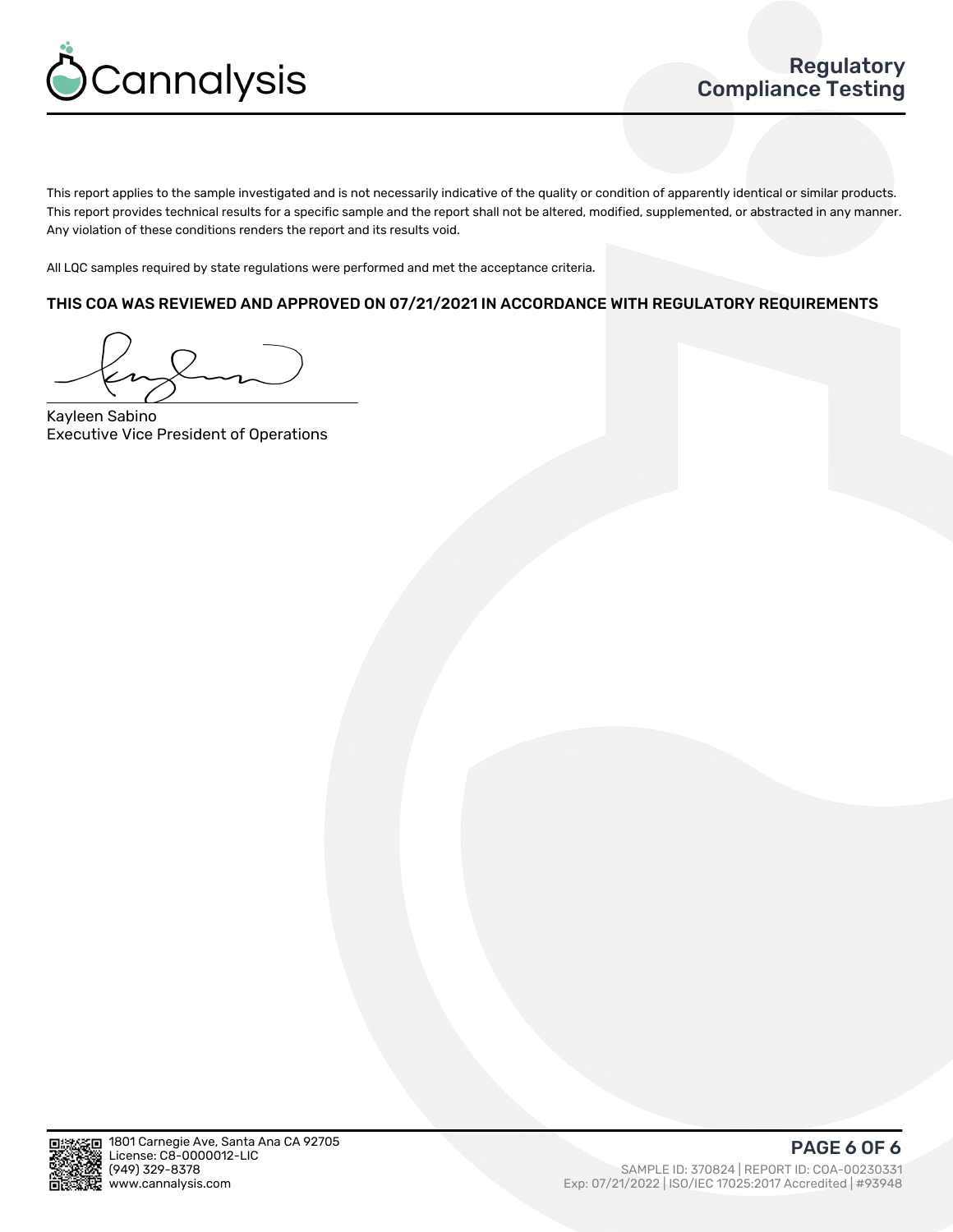This report applies to the sample investigated and is not necessarily indicative of the quality or condition of apparently identical or similar products. This report provides technical results for a specific sample and the report shall not be altered, modified, supplemented, or abstracted in any manner. Any violation of these conditions renders the report and its results void.

All LQC samples required by state regulations were performed and met the acceptance criteria.

**THIS COA WAS REVIEWED AND APPROVED ON 07/21/2021 IN ACCORDANCE WITH REGULATORY REQUIREMENTS**

Kayleen Sabino
Executive Vice President of Operations